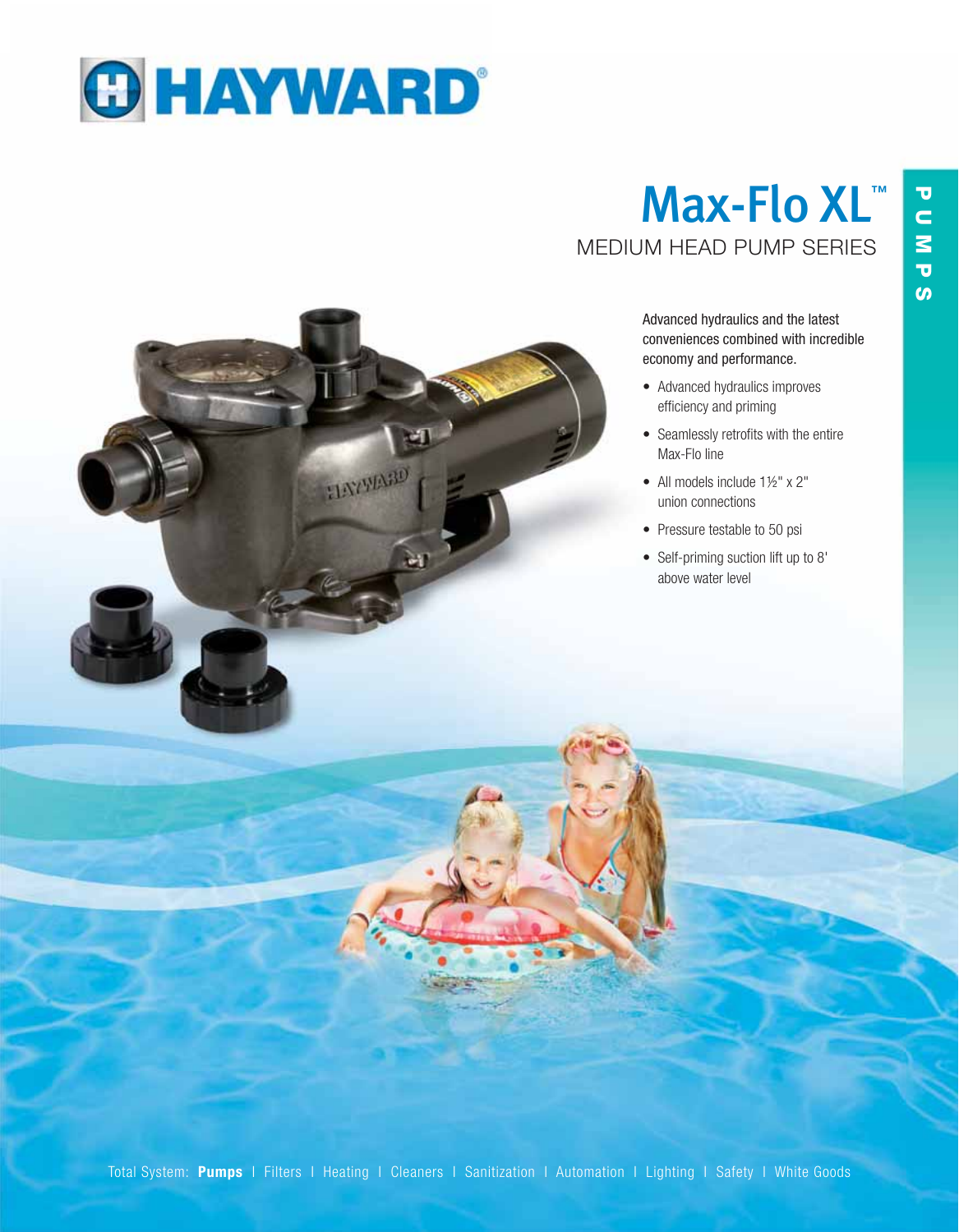# HAYWARD

## Max-Flo XL™

### MEDIUM HEAD PUMP SERIES

PUMPS

Advanced hydraulics and the latest conveniences combined with incredible economy and performance.

- Advanced hydraulics improves efficiency and priming
- Seamlessly retrofits with the entire Max-Flo line
- All models include 1½" x 2" union connections
- Pressure testable to 50 psi
- Self-priming suction lift up to 8' above water level

Total System: **Pumps** | Filters | Heating | Cleaners | Sanitization | Automation | Lighting | Safety | White Goods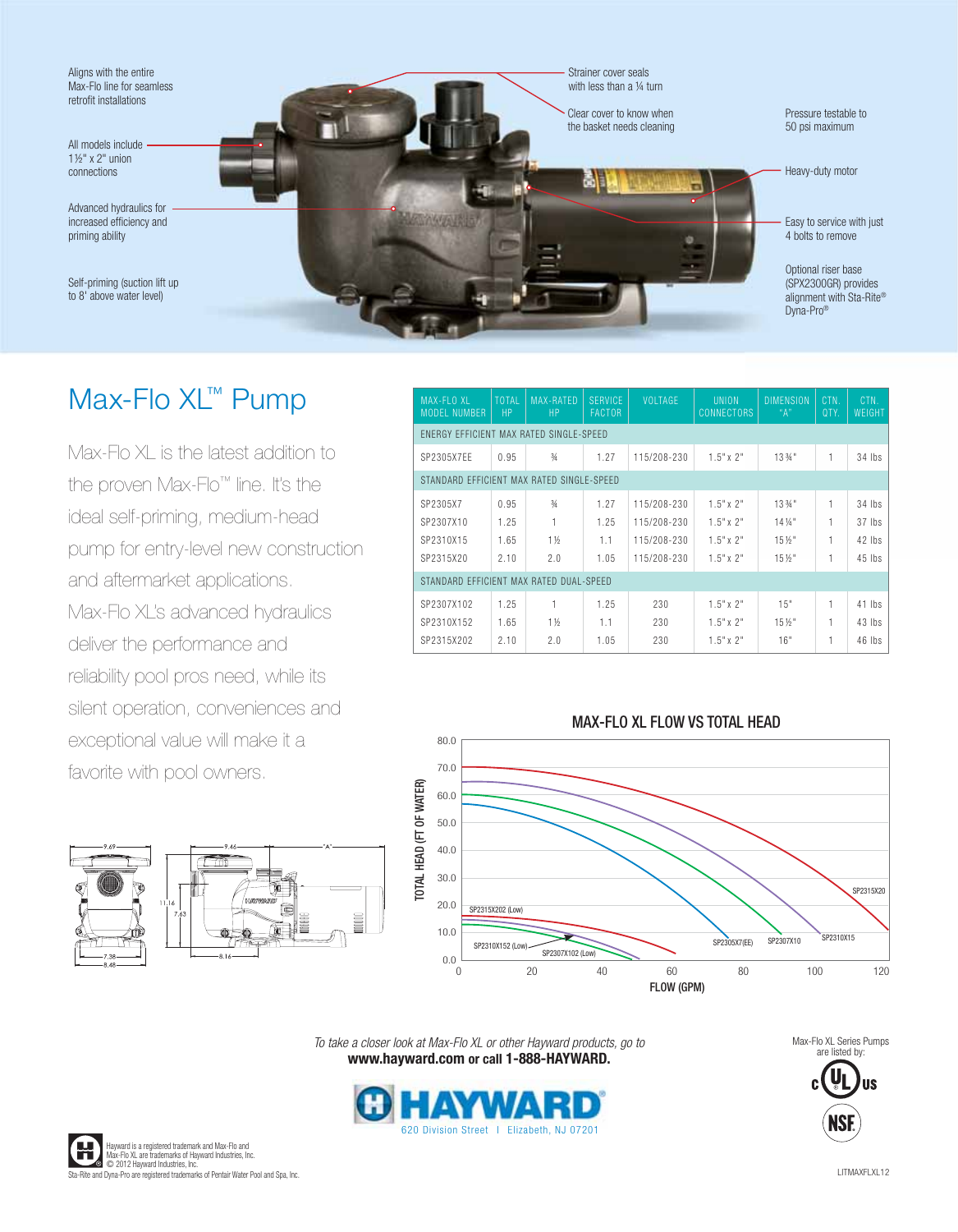Aligns with the entire Max-Flo line for seamless retrofit installations

All models include 1½" x 2" union connections

Advanced hydraulics for increased efficiency and priming ability

Self-priming (suction lift up to 8' above water level)

Strainer cover seals with less than a ¼ turn

Clear cover to know when the basket needs cleaning

Pressure testable to 50 psi maximum

Heavy-duty motor

Easy to service with just 4 bolts to remove

Optional riser base (SPX2300GR) provides alignment with Sta-Rite® Dyna-Pro®

# Max-Flo XL™ Pump

Max-Flo XL is the latest addition to the proven Max-Flo™ line. It's the ideal self-priming, medium-head pump for entry-level new construction and aftermarket applications. Max-Flo XL's advanced hydraulics deliver the performance and reliability pool pros need, while its silent operation, conveniences and exceptional value will make it a favorite with pool owners.

| MAX-FLO XL MODEL NUMBER | TOTAL HP | MAX-RATED HP | SERVICE FACTOR | VOLTAGE | UNION CONNECTORS | DIMENSION "A" | CTN. QTY. | CTN. WEIGHT |
|---|---|---|---|---|---|---|---|---|
| ENERGY EFFICIENT MAX RATED SINGLE-SPEED | | | | | | | | |
| SP2305X7EE | 0.95 | ¾ | 1.27 | 115/208-230 | 1.5" x 2" | 13¾" | 1 | 34 lbs |
| STANDARD EFFICIENT MAX RATED SINGLE-SPEED | | | | | | | | |
| SP2305X7 | 0.95 | ¾ | 1.27 | 115/208-230 | 1.5" x 2" | 13¾" | 1 | 34 lbs |
| SP2307X10 | 1.25 | 1 | 1.25 | 115/208-230 | 1.5" x 2" | 14¼" | 1 | 37 lbs |
| SP2310X15 | 1.65 | 1½ | 1.1 | 115/208-230 | 1.5" x 2" | 15½" | 1 | 42 lbs |
| SP2315X20 | 2.10 | 2.0 | 1.05 | 115/208-230 | 1.5" x 2" | 15½" | 1 | 45 lbs |
| STANDARD EFFICIENT MAX RATED DUAL-SPEED | | | | | | | | |
| SP2307X102 | 1.25 | 1 | 1.25 | 230 | 1.5" x 2" | 15" | 1 | 41 lbs |
| SP2310X152 | 1.65 | 1½ | 1.1 | 230 | 1.5" x 2" | 15½" | 1 | 43 lbs |
| SP2315X202 | 2.10 | 2.0 | 1.05 | 230 | 1.5" x 2" | 16" | 1 | 46 lbs |

9.69  9.46  "A"  11.16  7.63  7.38  8.48  8.16

## MAX-FLO XL FLOW VS TOTAL HEAD

TOTAL HEAD (FT OF WATER)

80.0
70.0
60.0
50.0
40.0
30.0
20.0
10.0
0.0

0  20  40  60  80  100  120

FLOW (GPM)

SP2315X20
SP2315X202 (Low)
SP2305X7(EE)
SP2307X10
SP2310X15
SP2310X152 (Low)
SP2307X102 (Low)

*To take a closer look at Max-Flo XL or other Hayward products, go to* **www.hayward.com or call 1-888-HAYWARD.**

HAYWARD®
620 Division Street | Elizabeth, NJ 07201

Max-Flo XL Series Pumps are listed by:

Hayward is a registered trademark and Max-Flo and Max-Flo XL are trademarks of Hayward Industries, Inc.
© 2012 Hayward Industries, Inc.
Sta-Rite and Dyna-Pro are registered trademarks of Pentair Water Pool and Spa, Inc.

LITMAXFLXL12